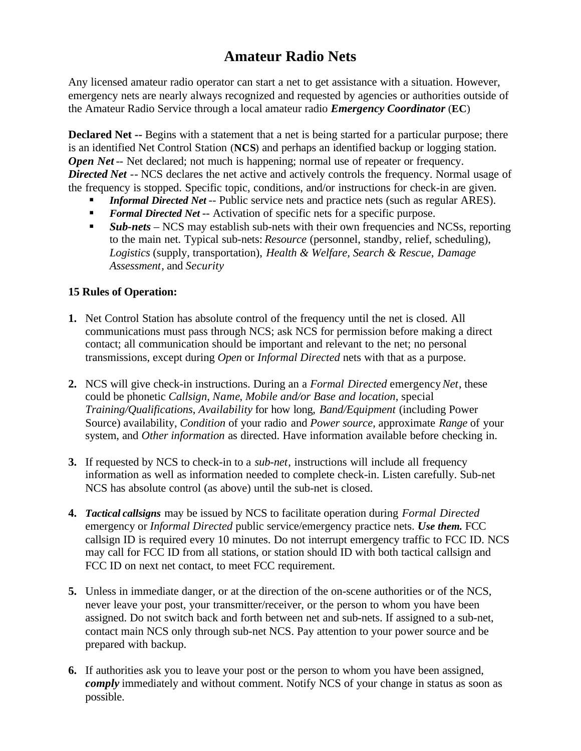# Amateur Radio Nets

Any licensed amateur radio operator can start a net to get assistance with a situation. However, emergency nets are nearly always recognized and requested by agencies or authorities outside of the Amateur Radio Service through a local amateur radio ***Emergency Coordinator*** (**EC**)

**Declared Net --** Begins with a statement that a net is being started for a particular purpose; there is an identified Net Control Station (**NCS**) and perhaps an identified backup or logging station.
***Open Net*** -- Net declared; not much is happening; normal use of repeater or frequency.
***Directed Net*** -- NCS declares the net active and actively controls the frequency. Normal usage of the frequency is stopped. Specific topic, conditions, and/or instructions for check-in are given.

- ***Informal Directed Net*** -- Public service nets and practice nets (such as regular ARES).
- ***Formal Directed Net*** -- Activation of specific nets for a specific purpose.
- ***Sub-nets*** – NCS may establish sub-nets with their own frequencies and NCSs, reporting to the main net. Typical sub-nets: *Resource* (personnel, standby, relief, scheduling), *Logistics* (supply, transportation), *Health & Welfare, Search & Rescue*, *Damage Assessment*, and *Security*

**15 Rules of Operation:**

1. Net Control Station has absolute control of the frequency until the net is closed. All communications must pass through NCS; ask NCS for permission before making a direct contact; all communication should be important and relevant to the net; no personal transmissions, except during *Open* or *Informal Directed* nets with that as a purpose.

2. NCS will give check-in instructions. During an a *Formal Directed* emergency *Net*, these could be phonetic *Callsign*, *Name*, *Mobile and/or Base and location*, special *Training/Qualifications*, *Availability* for how long, *Band/Equipment* (including Power Source) availability, *Condition* of your radio and *Power source*, approximate *Range* of your system, and *Other information* as directed. Have information available before checking in.

3. If requested by NCS to check-in to a *sub-net*, instructions will include all frequency information as well as information needed to complete check-in. Listen carefully. Sub-net NCS has absolute control (as above) until the sub-net is closed.

4. ***Tactical callsigns*** may be issued by NCS to facilitate operation during *Formal Directed* emergency or *Informal Directed* public service/emergency practice nets. ***Use them.*** FCC callsign ID is required every 10 minutes. Do not interrupt emergency traffic to FCC ID. NCS may call for FCC ID from all stations, or station should ID with both tactical callsign and FCC ID on next net contact, to meet FCC requirement.

5. Unless in immediate danger, or at the direction of the on-scene authorities or of the NCS, never leave your post, your transmitter/receiver, or the person to whom you have been assigned. Do not switch back and forth between net and sub-nets. If assigned to a sub-net, contact main NCS only through sub-net NCS. Pay attention to your power source and be prepared with backup.

6. If authorities ask you to leave your post or the person to whom you have been assigned, ***comply*** immediately and without comment. Notify NCS of your change in status as soon as possible.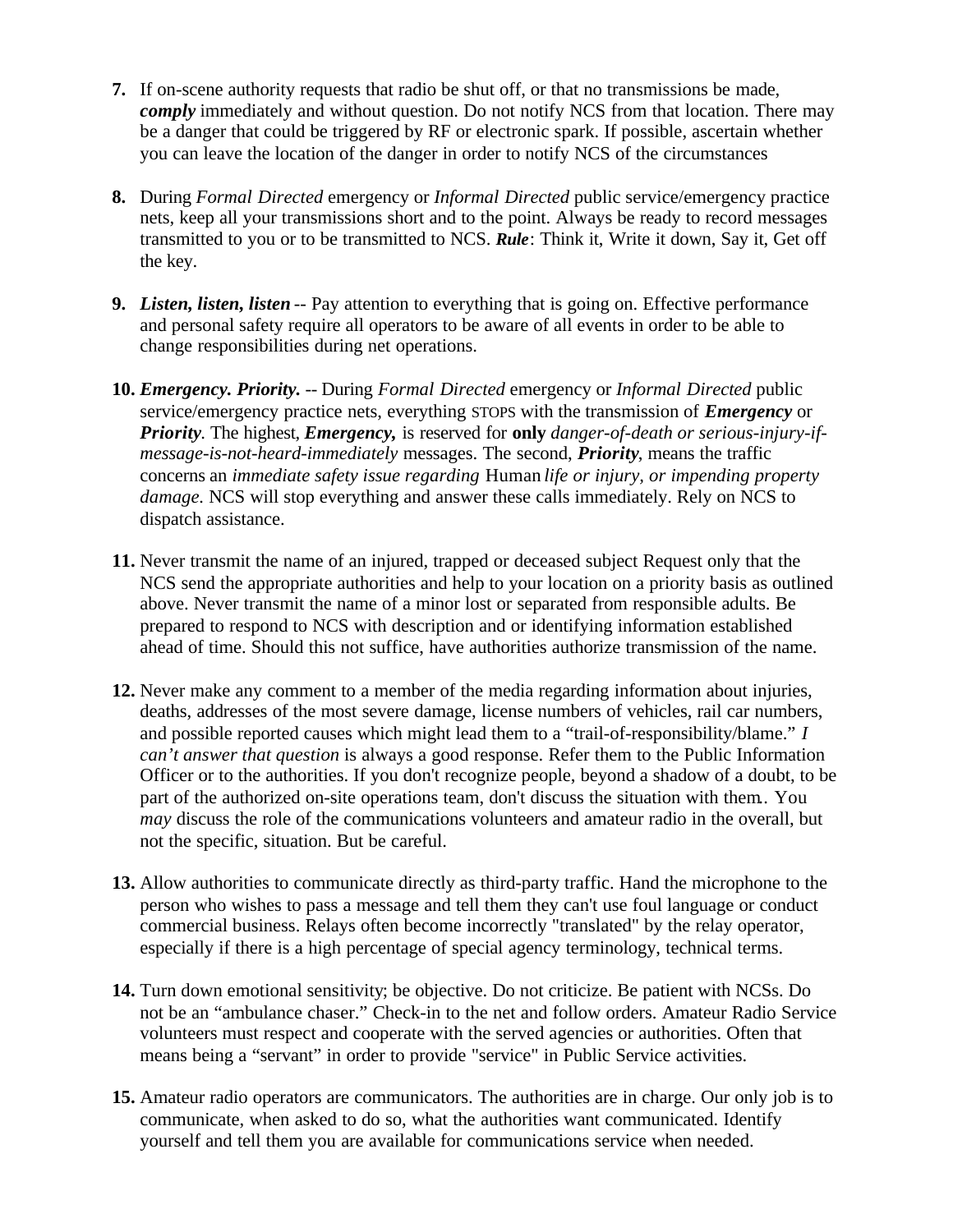7. If on-scene authority requests that radio be shut off, or that no transmissions be made, ***comply*** immediately and without question. Do not notify NCS from that location. There may be a danger that could be triggered by RF or electronic spark. If possible, ascertain whether you can leave the location of the danger in order to notify NCS of the circumstances

8. During *Formal Directed* emergency or *Informal Directed* public service/emergency practice nets, keep all your transmissions short and to the point. Always be ready to record messages transmitted to you or to be transmitted to NCS. ***Rule***: Think it, Write it down, Say it, Get off the key.

9. ***Listen, listen, listen*** -- Pay attention to everything that is going on. Effective performance and personal safety require all operators to be aware of all events in order to be able to change responsibilities during net operations.

10. ***Emergency. Priority.*** -- During *Formal Directed* emergency or *Informal Directed* public service/emergency practice nets, everything STOPS with the transmission of ***Emergency*** or ***Priority***. The highest, ***Emergency,*** is reserved for **only** *danger-of-death or serious-injury-if-message-is-not-heard-immediately* messages. The second, ***Priority***, means the traffic concerns an *immediate safety issue regarding* Human *life or injury, or impending property damage.* NCS will stop everything and answer these calls immediately. Rely on NCS to dispatch assistance.

11. Never transmit the name of an injured, trapped or deceased subject Request only that the NCS send the appropriate authorities and help to your location on a priority basis as outlined above. Never transmit the name of a minor lost or separated from responsible adults. Be prepared to respond to NCS with description and or identifying information established ahead of time. Should this not suffice, have authorities authorize transmission of the name.

12. Never make any comment to a member of the media regarding information about injuries, deaths, addresses of the most severe damage, license numbers of vehicles, rail car numbers, and possible reported causes which might lead them to a "trail-of-responsibility/blame." *I can't answer that question* is always a good response. Refer them to the Public Information Officer or to the authorities. If you don't recognize people, beyond a shadow of a doubt, to be part of the authorized on-site operations team, don't discuss the situation with them.. You *may* discuss the role of the communications volunteers and amateur radio in the overall, but not the specific, situation. But be careful.

13. Allow authorities to communicate directly as third-party traffic. Hand the microphone to the person who wishes to pass a message and tell them they can't use foul language or conduct commercial business. Relays often become incorrectly "translated" by the relay operator, especially if there is a high percentage of special agency terminology, technical terms.

14. Turn down emotional sensitivity; be objective. Do not criticize. Be patient with NCSs. Do not be an "ambulance chaser." Check-in to the net and follow orders. Amateur Radio Service volunteers must respect and cooperate with the served agencies or authorities. Often that means being a "servant" in order to provide "service" in Public Service activities.

15. Amateur radio operators are communicators. The authorities are in charge. Our only job is to communicate, when asked to do so, what the authorities want communicated. Identify yourself and tell them you are available for communications service when needed.